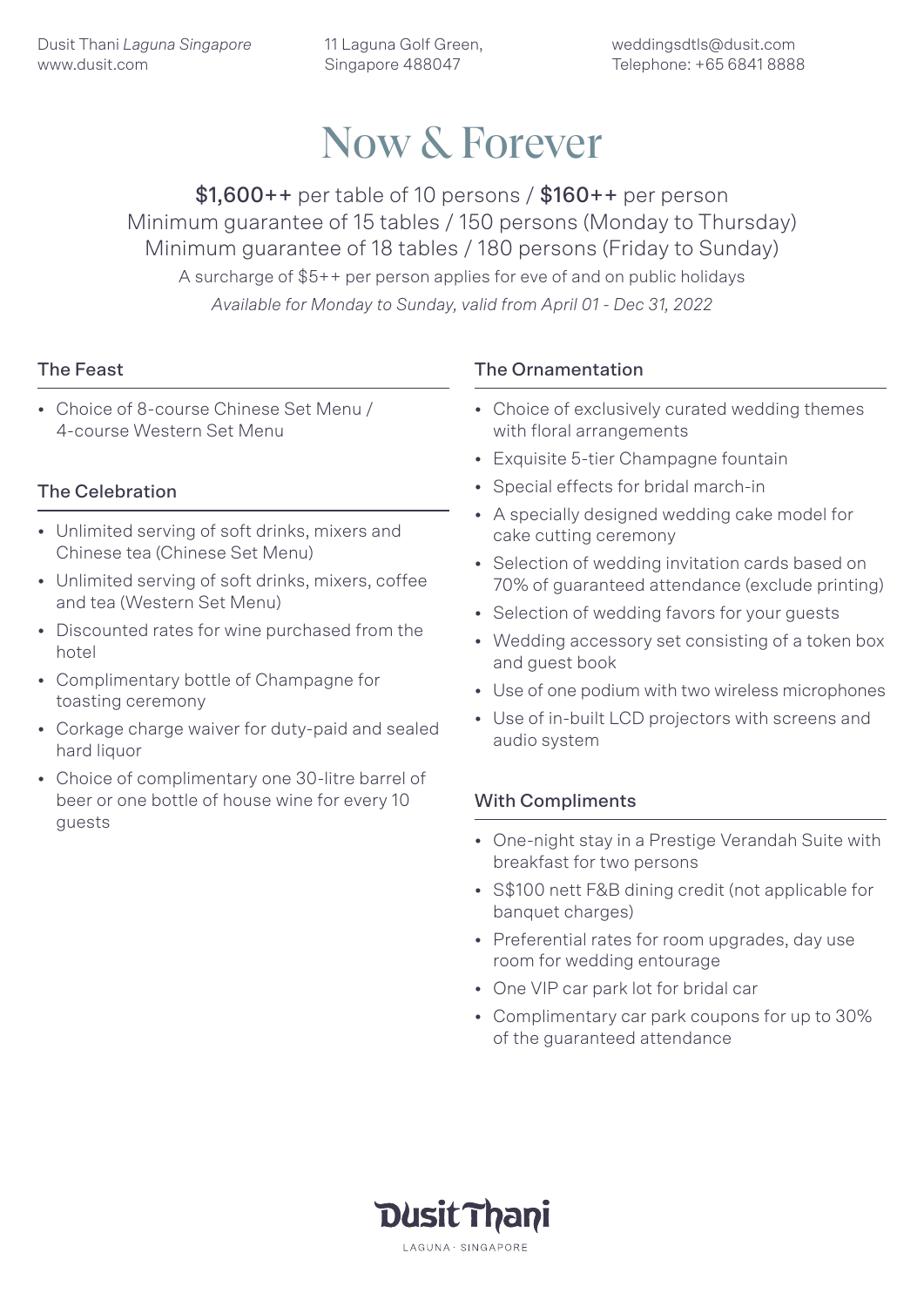Dusit Thani *Laguna Singapore*
www.dusit.com

11 Laguna Golf Green,
Singapore 488047

weddingsdtls@dusit.com
Telephone: +65 6841 8888

# Now & Forever

**$1,600++** per table of 10 persons / **$160++** per person
Minimum guarantee of 15 tables / 150 persons (Monday to Thursday)
Minimum guarantee of 18 tables / 180 persons (Friday to Sunday)
A surcharge of $5++ per person applies for eve of and on public holidays
*Available for Monday to Sunday, valid from April 01 - Dec 31, 2022*

## The Feast

- Choice of 8-course Chinese Set Menu / 4-course Western Set Menu

## The Celebration

- Unlimited serving of soft drinks, mixers and Chinese tea (Chinese Set Menu)
- Unlimited serving of soft drinks, mixers, coffee and tea (Western Set Menu)
- Discounted rates for wine purchased from the hotel
- Complimentary bottle of Champagne for toasting ceremony
- Corkage charge waiver for duty-paid and sealed hard liquor
- Choice of complimentary one 30-litre barrel of beer or one bottle of house wine for every 10 guests

## The Ornamentation

- Choice of exclusively curated wedding themes with floral arrangements
- Exquisite 5-tier Champagne fountain
- Special effects for bridal march-in
- A specially designed wedding cake model for cake cutting ceremony
- Selection of wedding invitation cards based on 70% of guaranteed attendance (exclude printing)
- Selection of wedding favors for your guests
- Wedding accessory set consisting of a token box and guest book
- Use of one podium with two wireless microphones
- Use of in-built LCD projectors with screens and audio system

## With Compliments

- One-night stay in a Prestige Verandah Suite with breakfast for two persons
- S$100 nett F&B dining credit (not applicable for banquet charges)
- Preferential rates for room upgrades, day use room for wedding entourage
- One VIP car park lot for bridal car
- Complimentary car park coupons for up to 30% of the guaranteed attendance

Dusit Thani
LAGUNA · SINGAPORE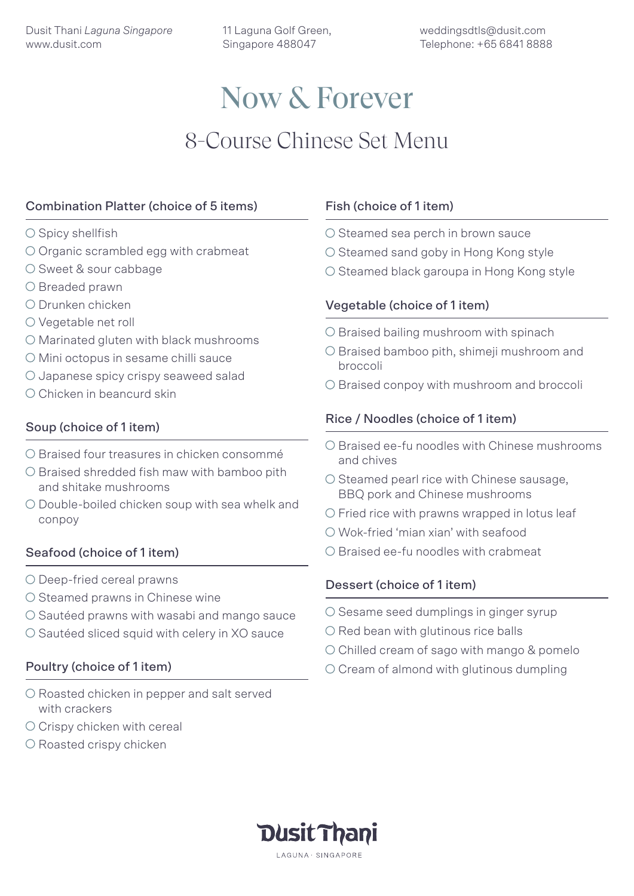Dusit Thani *Laguna Singapore*
www.dusit.com

11 Laguna Golf Green,
Singapore 488047

weddingsdtls@dusit.com
Telephone: +65 6841 8888

# Now & Forever

## 8-Course Chinese Set Menu

### Combination Platter (choice of 5 items)

- ○ Spicy shellfish
- ○ Organic scrambled egg with crabmeat
- ○ Sweet & sour cabbage
- ○ Breaded prawn
- ○ Drunken chicken
- ○ Vegetable net roll
- ○ Marinated gluten with black mushrooms
- ○ Mini octopus in sesame chilli sauce
- ○ Japanese spicy crispy seaweed salad
- ○ Chicken in beancurd skin

### Soup (choice of 1 item)

- ○ Braised four treasures in chicken consommé
- ○ Braised shredded fish maw with bamboo pith and shitake mushrooms
- ○ Double-boiled chicken soup with sea whelk and conpoy

### Seafood (choice of 1 item)

- ○ Deep-fried cereal prawns
- ○ Steamed prawns in Chinese wine
- ○ Sautéed prawns with wasabi and mango sauce
- ○ Sautéed sliced squid with celery in XO sauce

### Poultry (choice of 1 item)

- ○ Roasted chicken in pepper and salt served with crackers
- ○ Crispy chicken with cereal
- ○ Roasted crispy chicken

### Fish (choice of 1 item)

- ○ Steamed sea perch in brown sauce
- ○ Steamed sand goby in Hong Kong style
- ○ Steamed black garoupa in Hong Kong style

### Vegetable (choice of 1 item)

- ○ Braised bailing mushroom with spinach
- ○ Braised bamboo pith, shimeji mushroom and broccoli
- ○ Braised conpoy with mushroom and broccoli

### Rice / Noodles (choice of 1 item)

- ○ Braised ee-fu noodles with Chinese mushrooms and chives
- ○ Steamed pearl rice with Chinese sausage, BBQ pork and Chinese mushrooms
- ○ Fried rice with prawns wrapped in lotus leaf
- ○ Wok-fried 'mian xian' with seafood
- ○ Braised ee-fu noodles with crabmeat

### Dessert (choice of 1 item)

- ○ Sesame seed dumplings in ginger syrup
- ○ Red bean with glutinous rice balls
- ○ Chilled cream of sago with mango & pomelo
- ○ Cream of almond with glutinous dumpling

Dusit Thani
LAGUNA · SINGAPORE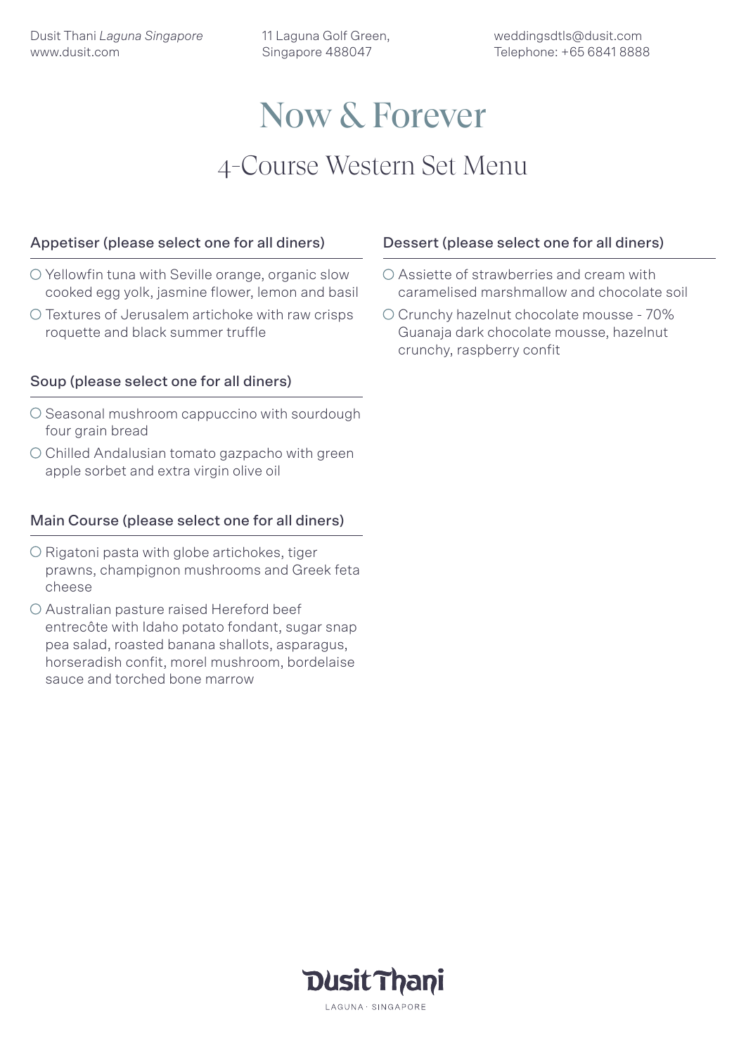Dusit Thani *Laguna Singapore*
www.dusit.com

11 Laguna Golf Green,
Singapore 488047

weddingsdtls@dusit.com
Telephone: +65 6841 8888

# Now & Forever

## 4-Course Western Set Menu

### Appetiser (please select one for all diners)

- ○ Yellowfin tuna with Seville orange, organic slow cooked egg yolk, jasmine flower, lemon and basil
- ○ Textures of Jerusalem artichoke with raw crisps roquette and black summer truffle

### Soup (please select one for all diners)

- ○ Seasonal mushroom cappuccino with sourdough four grain bread
- ○ Chilled Andalusian tomato gazpacho with green apple sorbet and extra virgin olive oil

### Main Course (please select one for all diners)

- ○ Rigatoni pasta with globe artichokes, tiger prawns, champignon mushrooms and Greek feta cheese
- ○ Australian pasture raised Hereford beef entrecôte with Idaho potato fondant, sugar snap pea salad, roasted banana shallots, asparagus, horseradish confit, morel mushroom, bordelaise sauce and torched bone marrow

### Dessert (please select one for all diners)

- ○ Assiette of strawberries and cream with caramelised marshmallow and chocolate soil
- ○ Crunchy hazelnut chocolate mousse - 70% Guanaja dark chocolate mousse, hazelnut crunchy, raspberry confit

Dusit Thani
LAGUNA · SINGAPORE